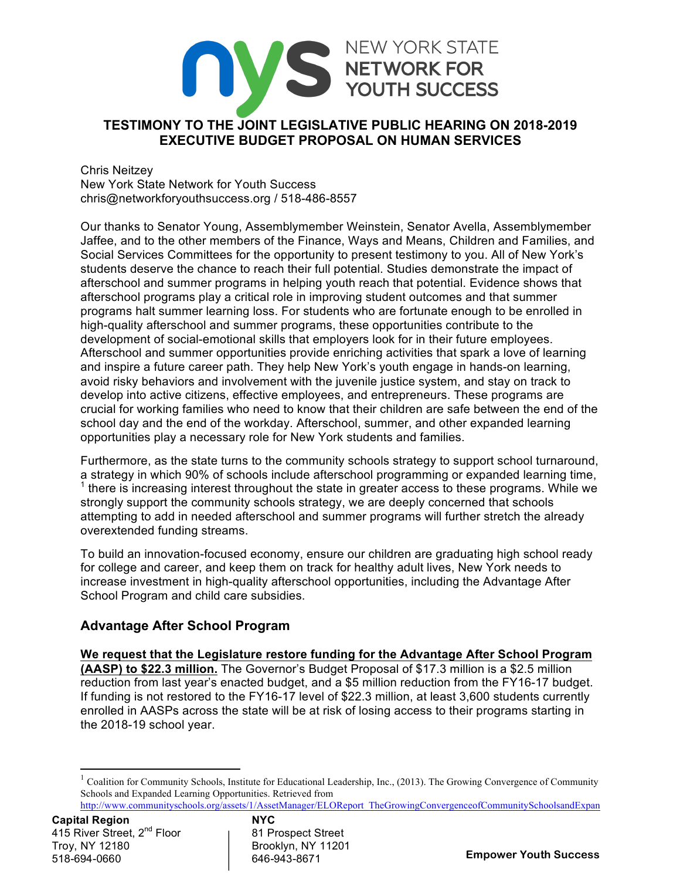# TESTIMONY TO THE JOINT LEGISLATIVE PUBLIC HEARING ON 2018-2019 EXECUTIVE BUDGET PROPOSAL ON HUMAN SERVICES

Chris Neitzey
New York State Network for Youth Success
chris@networkforyouthsuccess.org / 518-486-8557

Our thanks to Senator Young, Assemblymember Weinstein, Senator Avella, Assemblymember Jaffee, and to the other members of the Finance, Ways and Means, Children and Families, and Social Services Committees for the opportunity to present testimony to you. All of New York's students deserve the chance to reach their full potential. Studies demonstrate the impact of afterschool and summer programs in helping youth reach that potential. Evidence shows that afterschool programs play a critical role in improving student outcomes and that summer programs halt summer learning loss. For students who are fortunate enough to be enrolled in high-quality afterschool and summer programs, these opportunities contribute to the development of social-emotional skills that employers look for in their future employees. Afterschool and summer opportunities provide enriching activities that spark a love of learning and inspire a future career path. They help New York's youth engage in hands-on learning, avoid risky behaviors and involvement with the juvenile justice system, and stay on track to develop into active citizens, effective employees, and entrepreneurs. These programs are crucial for working families who need to know that their children are safe between the end of the school day and the end of the workday. Afterschool, summer, and other expanded learning opportunities play a necessary role for New York students and families.

Furthermore, as the state turns to the community schools strategy to support school turnaround, a strategy in which 90% of schools include afterschool programming or expanded learning time, [1] there is increasing interest throughout the state in greater access to these programs. While we strongly support the community schools strategy, we are deeply concerned that schools attempting to add in needed afterschool and summer programs will further stretch the already overextended funding streams.

To build an innovation-focused economy, ensure our children are graduating high school ready for college and career, and keep them on track for healthy adult lives, New York needs to increase investment in high-quality afterschool opportunities, including the Advantage After School Program and child care subsidies.

## Advantage After School Program

**We request that the Legislature restore funding for the Advantage After School Program (AASP) to $22.3 million.** The Governor's Budget Proposal of $17.3 million is a $2.5 million reduction from last year's enacted budget, and a $5 million reduction from the FY16-17 budget. If funding is not restored to the FY16-17 level of $22.3 million, at least 3,600 students currently enrolled in AASPs across the state will be at risk of losing access to their programs starting in the 2018-19 school year.

[1] Coalition for Community Schools, Institute for Educational Leadership, Inc., (2013). The Growing Convergence of Community Schools and Expanded Learning Opportunities. Retrieved from http://www.communityschools.org/assets/1/AssetManager/ELOReport_TheGrowingConvergenceofCommunitySchoolsandExpan

**Capital Region**
415 River Street, 2nd Floor
Troy, NY 12180
518-694-0660

**NYC**
81 Prospect Street
Brooklyn, NY 11201
646-943-8671

**Empower Youth Success**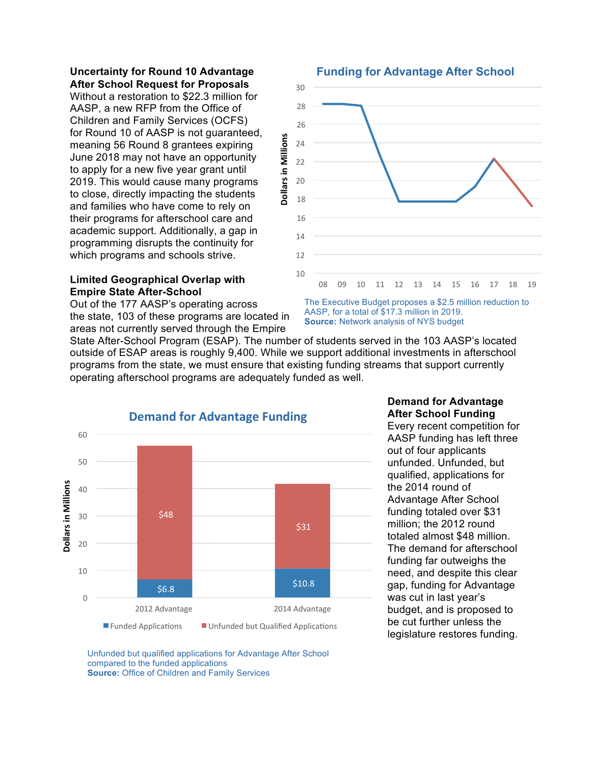### Uncertainty for Round 10 Advantage After School Request for Proposals

Without a restoration to $22.3 million for AASP, a new RFP from the Office of Children and Family Services (OCFS) for Round 10 of AASP is not guaranteed, meaning 56 Round 8 grantees expiring June 2018 may not have an opportunity to apply for a new five year grant until 2019. This would cause many programs to close, directly impacting the students and families who have come to rely on their programs for afterschool care and academic support. Additionally, a gap in programming disrupts the continuity for which programs and schools strive.

**Funding for Advantage After School**

The Executive Budget proposes a $2.5 million reduction to AASP, for a total of $17.3 million in 2019.
**Source:** Network analysis of NYS budget

### Limited Geographical Overlap with Empire State After-School

Out of the 177 AASP's operating across the state, 103 of these programs are located in areas not currently served through the Empire State After-School Program (ESAP). The number of students served in the 103 AASP's located outside of ESAP areas is roughly 9,400. While we support additional investments in afterschool programs from the state, we must ensure that existing funding streams that support currently operating afterschool programs are adequately funded as well.

**Demand for Advantage Funding**

| | Funded Applications | Unfunded but Qualified Applications |
|---|---|---|
| 2012 Advantage | $6.8 | $48 |
| 2014 Advantage | $10.8 | $31 |

Unfunded but qualified applications for Advantage After School compared to the funded applications
**Source:** Office of Children and Family Services

### Demand for Advantage After School Funding

Every recent competition for AASP funding has left three out of four applicants unfunded. Unfunded, but qualified, applications for the 2014 round of Advantage After School funding totaled over $31 million; the 2012 round totaled almost $48 million. The demand for afterschool funding far outweighs the need, and despite this clear gap, funding for Advantage was cut in last year's budget, and is proposed to be cut further unless the legislature restores funding.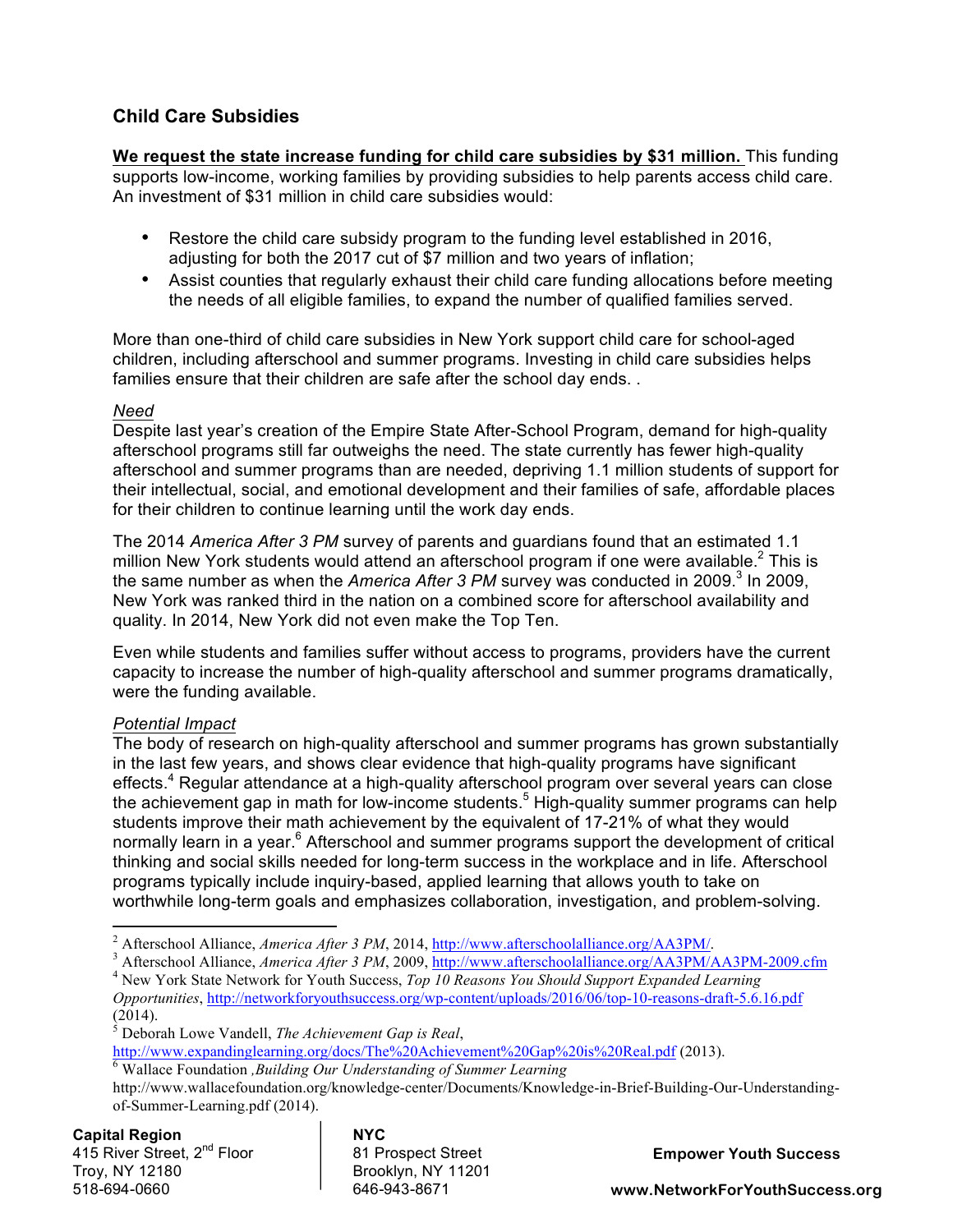## Child Care Subsidies

**We request the state increase funding for child care subsidies by $31 million.** This funding supports low-income, working families by providing subsidies to help parents access child care. An investment of $31 million in child care subsidies would:

- Restore the child care subsidy program to the funding level established in 2016, adjusting for both the 2017 cut of $7 million and two years of inflation;
- Assist counties that regularly exhaust their child care funding allocations before meeting the needs of all eligible families, to expand the number of qualified families served.

More than one-third of child care subsidies in New York support child care for school-aged children, including afterschool and summer programs. Investing in child care subsidies helps families ensure that their children are safe after the school day ends. .

*Need*

Despite last year's creation of the Empire State After-School Program, demand for high-quality afterschool programs still far outweighs the need. The state currently has fewer high-quality afterschool and summer programs than are needed, depriving 1.1 million students of support for their intellectual, social, and emotional development and their families of safe, affordable places for their children to continue learning until the work day ends.

The 2014 *America After 3 PM* survey of parents and guardians found that an estimated 1.1 million New York students would attend an afterschool program if one were available.[2] This is the same number as when the *America After 3 PM* survey was conducted in 2009.[3] In 2009, New York was ranked third in the nation on a combined score for afterschool availability and quality. In 2014, New York did not even make the Top Ten.

Even while students and families suffer without access to programs, providers have the current capacity to increase the number of high-quality afterschool and summer programs dramatically, were the funding available.

*Potential Impact*

The body of research on high-quality afterschool and summer programs has grown substantially in the last few years, and shows clear evidence that high-quality programs have significant effects.[4] Regular attendance at a high-quality afterschool program over several years can close the achievement gap in math for low-income students.[5] High-quality summer programs can help students improve their math achievement by the equivalent of 17-21% of what they would normally learn in a year.[6] Afterschool and summer programs support the development of critical thinking and social skills needed for long-term success in the workplace and in life. Afterschool programs typically include inquiry-based, applied learning that allows youth to take on worthwhile long-term goals and emphasizes collaboration, investigation, and problem-solving.

---

[2] Afterschool Alliance, *America After 3 PM*, 2014, http://www.afterschoolalliance.org/AA3PM/.

[3] Afterschool Alliance, *America After 3 PM*, 2009, http://www.afterschoolalliance.org/AA3PM/AA3PM-2009.cfm

[4] New York State Network for Youth Success, *Top 10 Reasons You Should Support Expanded Learning Opportunities*, http://networkforyouthsuccess.org/wp-content/uploads/2016/06/top-10-reasons-draft-5.6.16.pdf (2014).

[5] Deborah Lowe Vandell, *The Achievement Gap is Real*, http://www.expandinglearning.org/docs/The%20Achievement%20Gap%20is%20Real.pdf (2013).

[6] Wallace Foundation *,Building Our Understanding of Summer Learning* http://www.wallacefoundation.org/knowledge-center/Documents/Knowledge-in-Brief-Building-Our-Understanding-of-Summer-Learning.pdf (2014).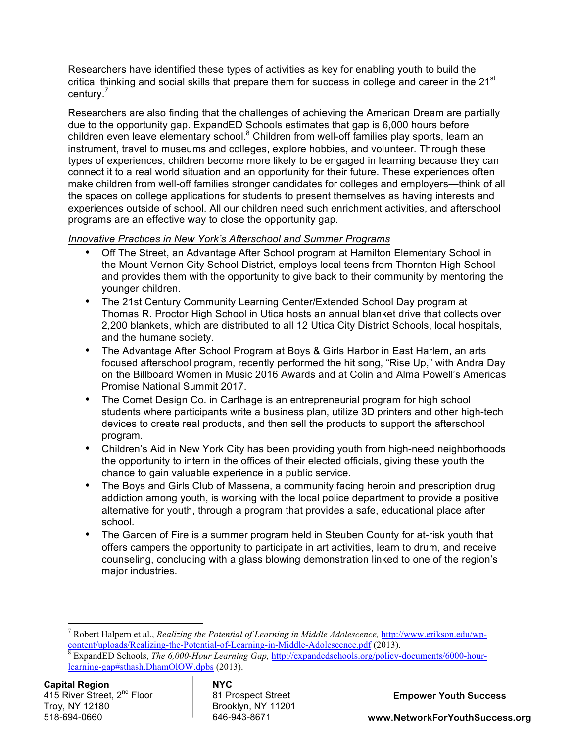Researchers have identified these types of activities as key for enabling youth to build the critical thinking and social skills that prepare them for success in college and career in the 21st century.[7]

Researchers are also finding that the challenges of achieving the American Dream are partially due to the opportunity gap. ExpandED Schools estimates that gap is 6,000 hours before children even leave elementary school.[8] Children from well-off families play sports, learn an instrument, travel to museums and colleges, explore hobbies, and volunteer. Through these types of experiences, children become more likely to be engaged in learning because they can connect it to a real world situation and an opportunity for their future. These experiences often make children from well-off families stronger candidates for colleges and employers—think of all the spaces on college applications for students to present themselves as having interests and experiences outside of school. All our children need such enrichment activities, and afterschool programs are an effective way to close the opportunity gap.

*Innovative Practices in New York's Afterschool and Summer Programs*

- Off The Street, an Advantage After School program at Hamilton Elementary School in the Mount Vernon City School District, employs local teens from Thornton High School and provides them with the opportunity to give back to their community by mentoring the younger children.
- The 21st Century Community Learning Center/Extended School Day program at Thomas R. Proctor High School in Utica hosts an annual blanket drive that collects over 2,200 blankets, which are distributed to all 12 Utica City District Schools, local hospitals, and the humane society.
- The Advantage After School Program at Boys & Girls Harbor in East Harlem, an arts focused afterschool program, recently performed the hit song, "Rise Up," with Andra Day on the Billboard Women in Music 2016 Awards and at Colin and Alma Powell's Americas Promise National Summit 2017.
- The Comet Design Co. in Carthage is an entrepreneurial program for high school students where participants write a business plan, utilize 3D printers and other high-tech devices to create real products, and then sell the products to support the afterschool program.
- Children's Aid in New York City has been providing youth from high-need neighborhoods the opportunity to intern in the offices of their elected officials, giving these youth the chance to gain valuable experience in a public service.
- The Boys and Girls Club of Massena, a community facing heroin and prescription drug addiction among youth, is working with the local police department to provide a positive alternative for youth, through a program that provides a safe, educational place after school.
- The Garden of Fire is a summer program held in Steuben County for at-risk youth that offers campers the opportunity to participate in art activities, learn to drum, and receive counseling, concluding with a glass blowing demonstration linked to one of the region's major industries.

---

[7] Robert Halpern et al., *Realizing the Potential of Learning in Middle Adolescence,* http://www.erikson.edu/wp-content/uploads/Realizing-the-Potential-of-Learning-in-Middle-Adolescence.pdf (2013).

[8] ExpandED Schools, *The 6,000-Hour Learning Gap,* http://expandedschools.org/policy-documents/6000-hour-learning-gap#sthash.DhamOlOW.dpbs (2013).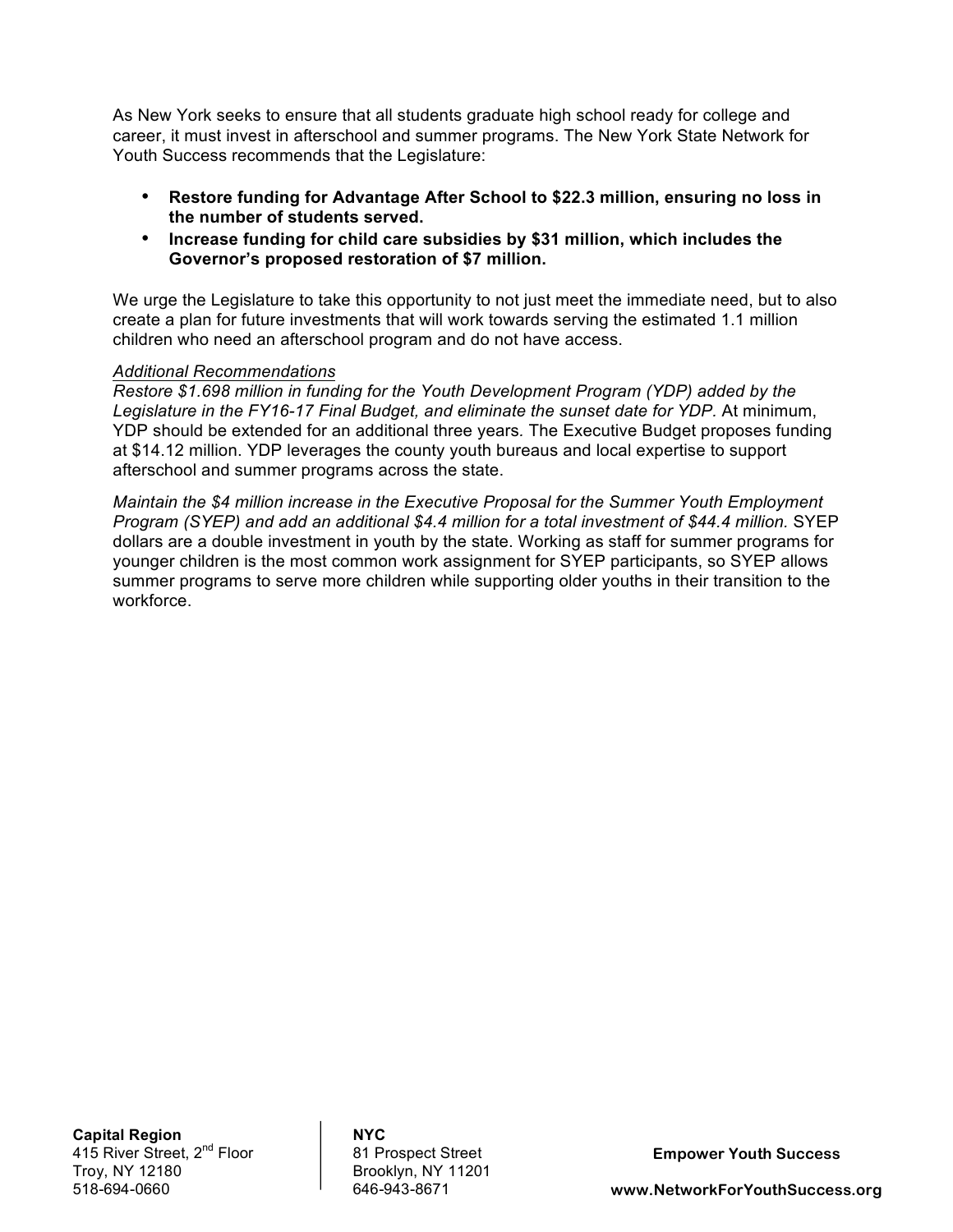As New York seeks to ensure that all students graduate high school ready for college and career, it must invest in afterschool and summer programs. The New York State Network for Youth Success recommends that the Legislature:

- **Restore funding for Advantage After School to $22.3 million, ensuring no loss in the number of students served.**
- **Increase funding for child care subsidies by $31 million, which includes the Governor's proposed restoration of $7 million.**

We urge the Legislature to take this opportunity to not just meet the immediate need, but to also create a plan for future investments that will work towards serving the estimated 1.1 million children who need an afterschool program and do not have access.

*Additional Recommendations*

*Restore $1.698 million in funding for the Youth Development Program (YDP) added by the Legislature in the FY16-17 Final Budget, and eliminate the sunset date for YDP.* At minimum, YDP should be extended for an additional three years. The Executive Budget proposes funding at $14.12 million. YDP leverages the county youth bureaus and local expertise to support afterschool and summer programs across the state.

*Maintain the $4 million increase in the Executive Proposal for the Summer Youth Employment Program (SYEP) and add an additional $4.4 million for a total investment of $44.4 million.* SYEP dollars are a double investment in youth by the state. Working as staff for summer programs for younger children is the most common work assignment for SYEP participants, so SYEP allows summer programs to serve more children while supporting older youths in their transition to the workforce.

**Capital Region**
415 River Street, 2nd Floor
Troy, NY 12180
518-694-0660

**NYC**
81 Prospect Street
Brooklyn, NY 11201
646-943-8671

**Empower Youth Success**

**www.NetworkForYouthSuccess.org**